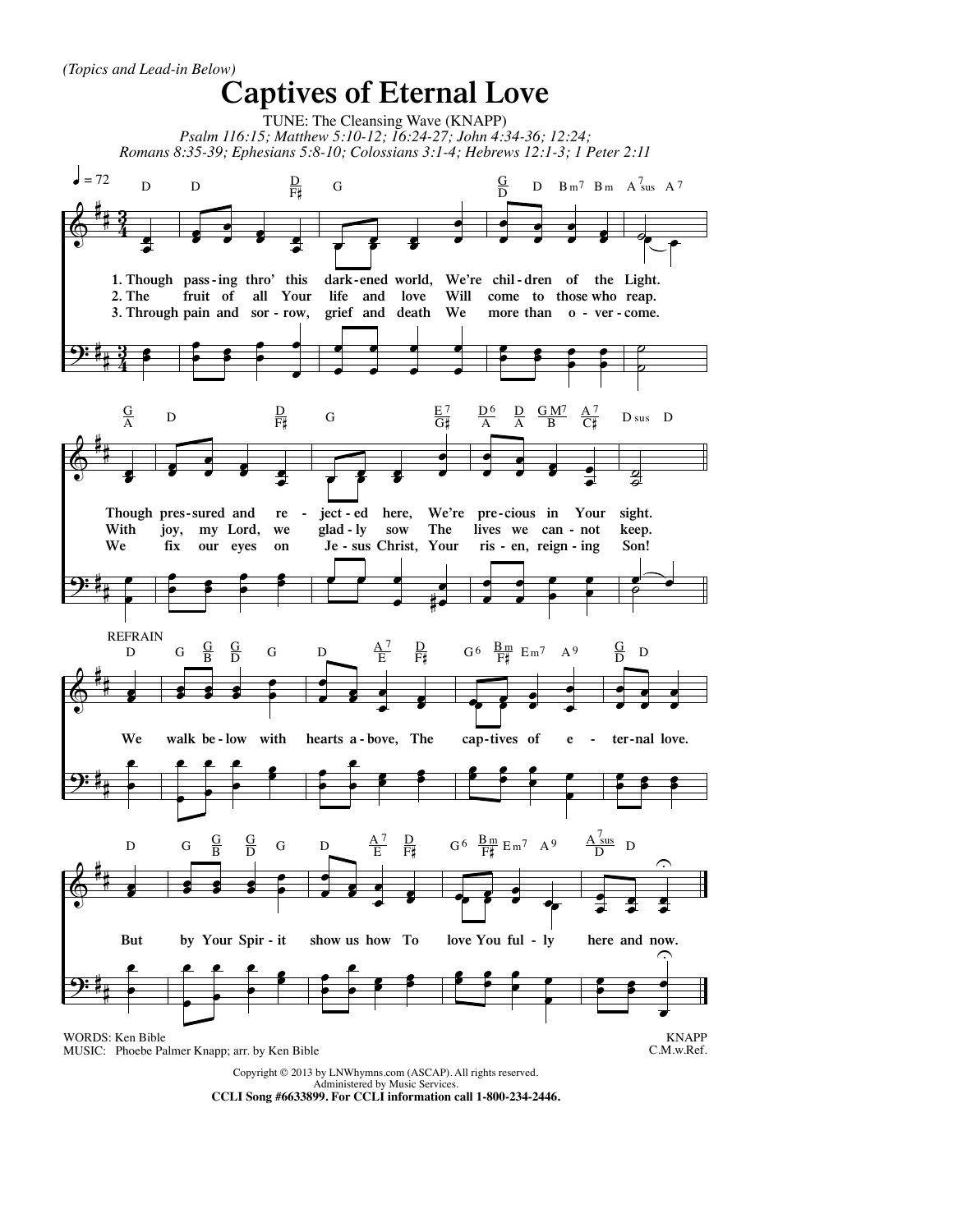*(Topics and Lead-in Below)*

# Captives of Eternal Love

TUNE: The Cleansing Wave (KNAPP)

*Psalm 116:15; Matthew 5:10-12; 16:24-27; John 4:34-36; 12:24; Romans 8:35-39; Ephesians 5:8-10; Colossians 3:1-4; Hebrews 12:1-3; 1 Peter 2:11*

1. Though passing thro' this darkened world, We're children of the Light. Though pressured and rejected here, We're precious in Your sight.

2. The fruit of all Your life and love Will come to those who reap. With joy, my Lord, we gladly sow The lives we cannot keep.

3. Through pain and sorrow, grief and death We more than overcome. We fix our eyes on Jesus Christ, Your risen, reigning Son!

REFRAIN

We walk below with hearts above, The captives of eternal love. But by Your Spirit show us how To love You fully here and now.

WORDS: Ken Bible
MUSIC: Phoebe Palmer Knapp; arr. by Ken Bible

KNAPP
C.M.w.Ref.

Copyright © 2013 by LNWhymns.com (ASCAP). All rights reserved.
Administered by Music Services.
**CCLI Song #6633899. For CCLI information call 1-800-234-2446.**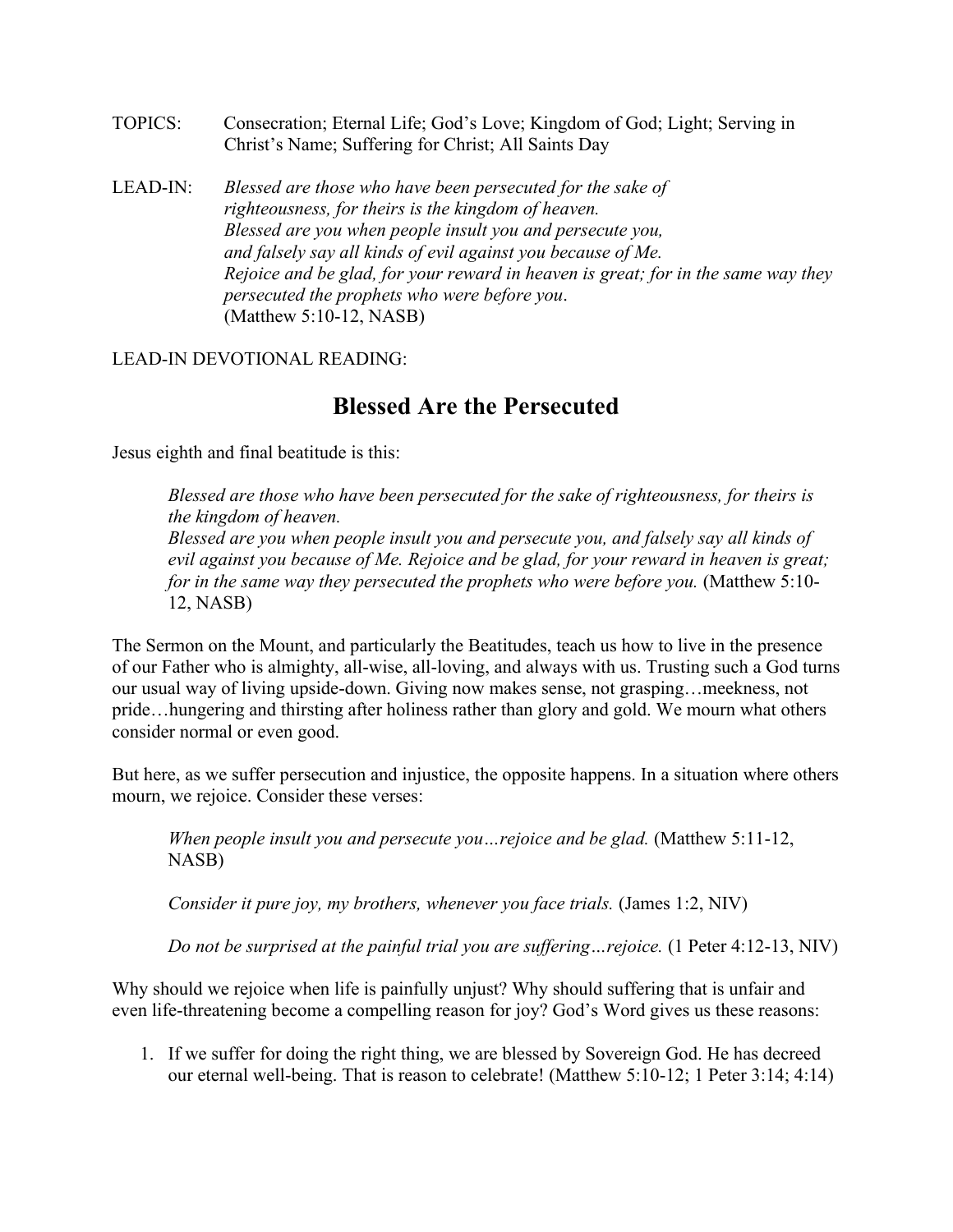TOPICS: Consecration; Eternal Life; God's Love; Kingdom of God; Light; Serving in Christ's Name; Suffering for Christ; All Saints Day

LEAD-IN: *Blessed are those who have been persecuted for the sake of righteousness, for theirs is the kingdom of heaven.*
*Blessed are you when people insult you and persecute you, and falsely say all kinds of evil against you because of Me.*
*Rejoice and be glad, for your reward in heaven is great; for in the same way they persecuted the prophets who were before you.*
(Matthew 5:10-12, NASB)

LEAD-IN DEVOTIONAL READING:

# Blessed Are the Persecuted

Jesus eighth and final beatitude is this:

> *Blessed are those who have been persecuted for the sake of righteousness, for theirs is the kingdom of heaven.*
> *Blessed are you when people insult you and persecute you, and falsely say all kinds of evil against you because of Me. Rejoice and be glad, for your reward in heaven is great; for in the same way they persecuted the prophets who were before you.* (Matthew 5:10-12, NASB)

The Sermon on the Mount, and particularly the Beatitudes, teach us how to live in the presence of our Father who is almighty, all-wise, all-loving, and always with us. Trusting such a God turns our usual way of living upside-down. Giving now makes sense, not grasping…meekness, not pride…hungering and thirsting after holiness rather than glory and gold. We mourn what others consider normal or even good.

But here, as we suffer persecution and injustice, the opposite happens. In a situation where others mourn, we rejoice. Consider these verses:

> *When people insult you and persecute you…rejoice and be glad.* (Matthew 5:11-12, NASB)
>
> *Consider it pure joy, my brothers, whenever you face trials.* (James 1:2, NIV)
>
> *Do not be surprised at the painful trial you are suffering…rejoice.* (1 Peter 4:12-13, NIV)

Why should we rejoice when life is painfully unjust? Why should suffering that is unfair and even life-threatening become a compelling reason for joy? God's Word gives us these reasons:

1. If we suffer for doing the right thing, we are blessed by Sovereign God. He has decreed our eternal well-being. That is reason to celebrate! (Matthew 5:10-12; 1 Peter 3:14; 4:14)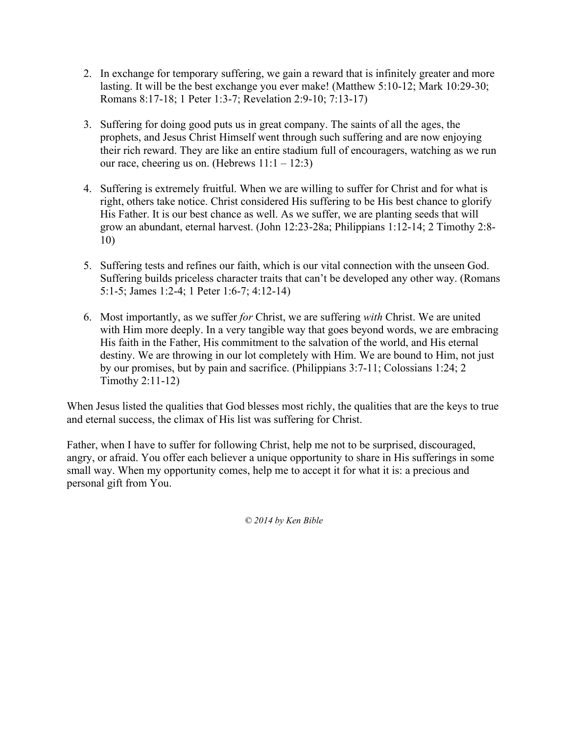2. In exchange for temporary suffering, we gain a reward that is infinitely greater and more lasting. It will be the best exchange you ever make! (Matthew 5:10-12; Mark 10:29-30; Romans 8:17-18; 1 Peter 1:3-7; Revelation 2:9-10; 7:13-17)

3. Suffering for doing good puts us in great company. The saints of all the ages, the prophets, and Jesus Christ Himself went through such suffering and are now enjoying their rich reward. They are like an entire stadium full of encouragers, watching as we run our race, cheering us on. (Hebrews 11:1 – 12:3)

4. Suffering is extremely fruitful. When we are willing to suffer for Christ and for what is right, others take notice. Christ considered His suffering to be His best chance to glorify His Father. It is our best chance as well. As we suffer, we are planting seeds that will grow an abundant, eternal harvest. (John 12:23-28a; Philippians 1:12-14; 2 Timothy 2:8-10)

5. Suffering tests and refines our faith, which is our vital connection with the unseen God. Suffering builds priceless character traits that can't be developed any other way. (Romans 5:1-5; James 1:2-4; 1 Peter 1:6-7; 4:12-14)

6. Most importantly, as we suffer *for* Christ, we are suffering *with* Christ. We are united with Him more deeply. In a very tangible way that goes beyond words, we are embracing His faith in the Father, His commitment to the salvation of the world, and His eternal destiny. We are throwing in our lot completely with Him. We are bound to Him, not just by our promises, but by pain and sacrifice. (Philippians 3:7-11; Colossians 1:24; 2 Timothy 2:11-12)

When Jesus listed the qualities that God blesses most richly, the qualities that are the keys to true and eternal success, the climax of His list was suffering for Christ.

Father, when I have to suffer for following Christ, help me not to be surprised, discouraged, angry, or afraid. You offer each believer a unique opportunity to share in His sufferings in some small way. When my opportunity comes, help me to accept it for what it is: a precious and personal gift from You.

*© 2014 by Ken Bible*